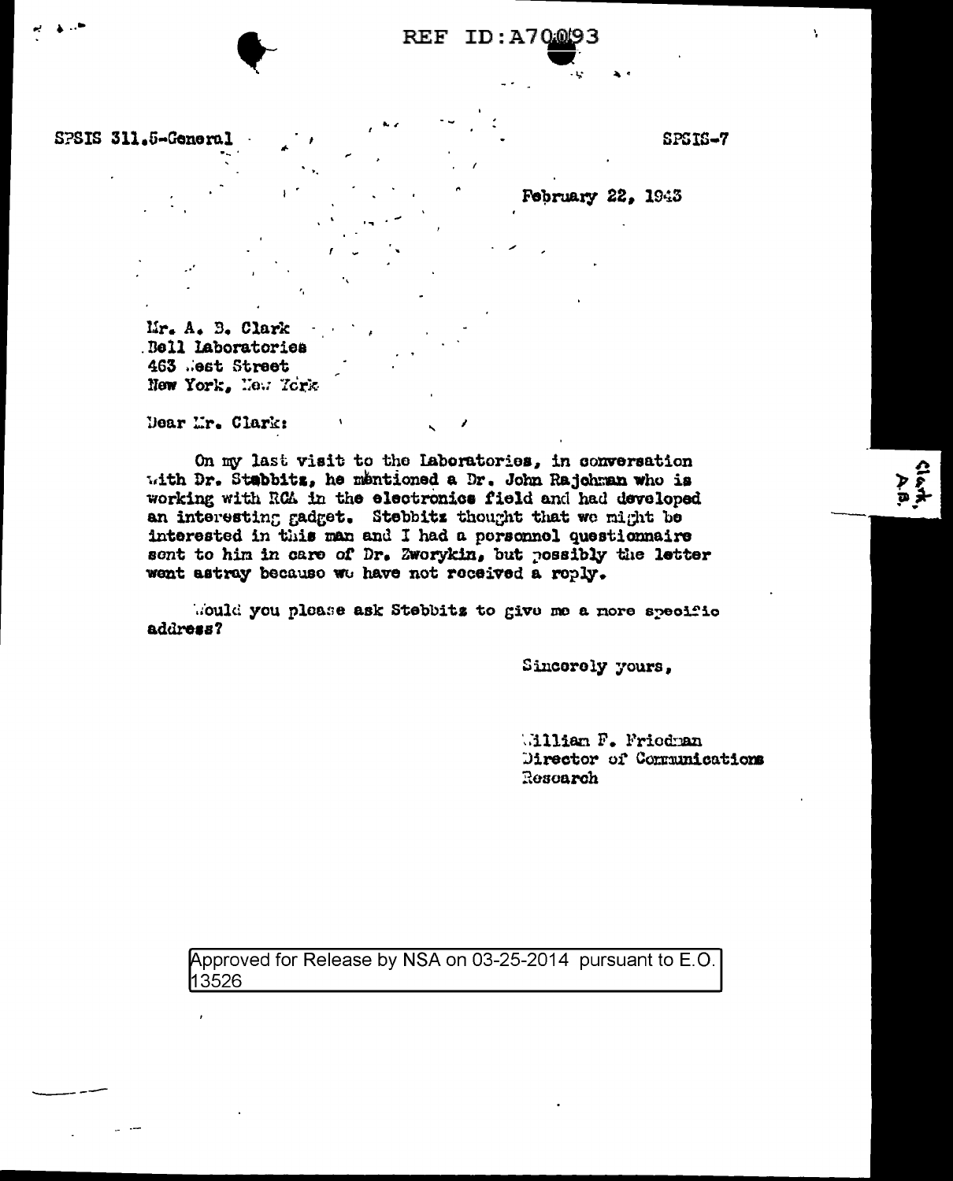SPSIS 311.5-General

SPSIS-7

February 22, 1943

Mr. A. B. Clark
Bell Laboratories
463 West Street
New York, New York

Dear Mr. Clark:

On my last visit to the Laboratories, in conversation with Dr. Stebbitz, he mentioned a Dr. John Rajchman who is working with RCA in the electronics field and had developed an interesting gadget. Stebbitz thought that we might be interested in this man and I had a personnel questionnaire sent to him in care of Dr. Zworykin, but possibly the letter went astray because we have not received a reply.

Would you please ask Stebbitz to give me a more specific address?

Sincerely yours,

William F. Friedman
Director of Communications Research

Clark, A.B.

Approved for Release by NSA on 03-25-2014 pursuant to E.O. 13526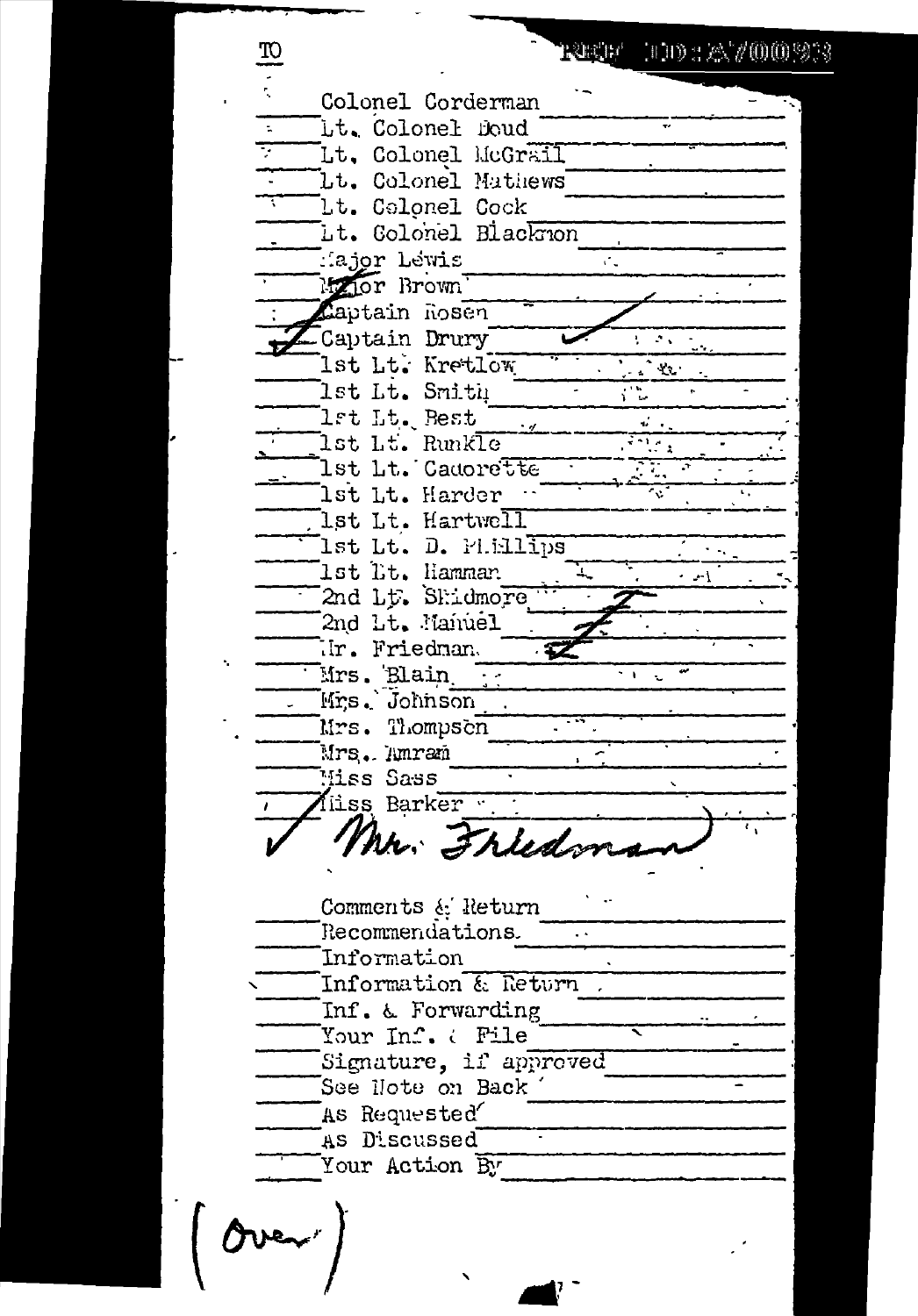TO

REF ID:A70093

- Colonel Corderman
- Lt. Colonel Doud
- Lt. Colonel McGrail
- Lt. Colonel Mathews
- Lt. Colonel Cock
- Lt. Colonel Blackmon
- Major Lewis
- Major Brown
- Captain Rosen
- ✓ Captain Drury
- 1st Lt. Kretlow
- 1st Lt. Smith
- 1st Lt. Best
- 1st Lt. Runkle
- 1st Lt. Cadorette
- 1st Lt. Harder
- 1st Lt. Hartwell
- 1st Lt. D. Phillips
- 1st Lt. Hammar
- 2nd Lt. Skidmore
- 2nd Lt. Manuel
- Mr. Friedman
- Mrs. Blain
- Mrs. Johnson
- Mrs. Thompson
- Mrs. Amram
- Miss Sass
- Miss Barker
- ✓ *Mr. Friedman*

---

- Comments & Return
- Recommendations
- Information
- Information & Return
- Inf. & Forwarding
- Your Inf. & File
- Signature, if approved
- See Note on Back
- As Requested
- As Discussed
- Your Action By

*(Over)*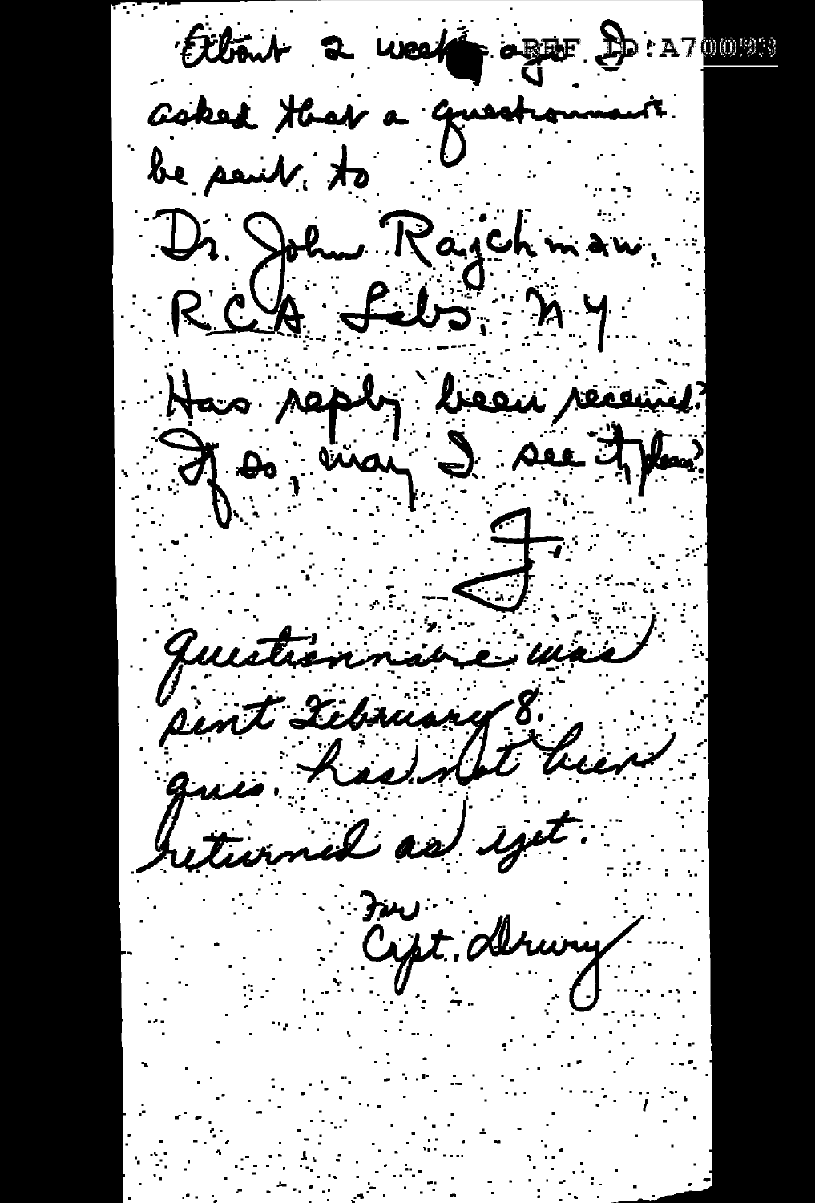About 2 weeks ago REF ID:A700983

asked that a questionnaire be sent to

Dr. John Rajchman, RCA Labs, N.Y.

Has reply been received? If so, may I see it, please?

F.

Questionnaire was sent February 8. Ques. has not been returned as yet.

For Capt. Drury